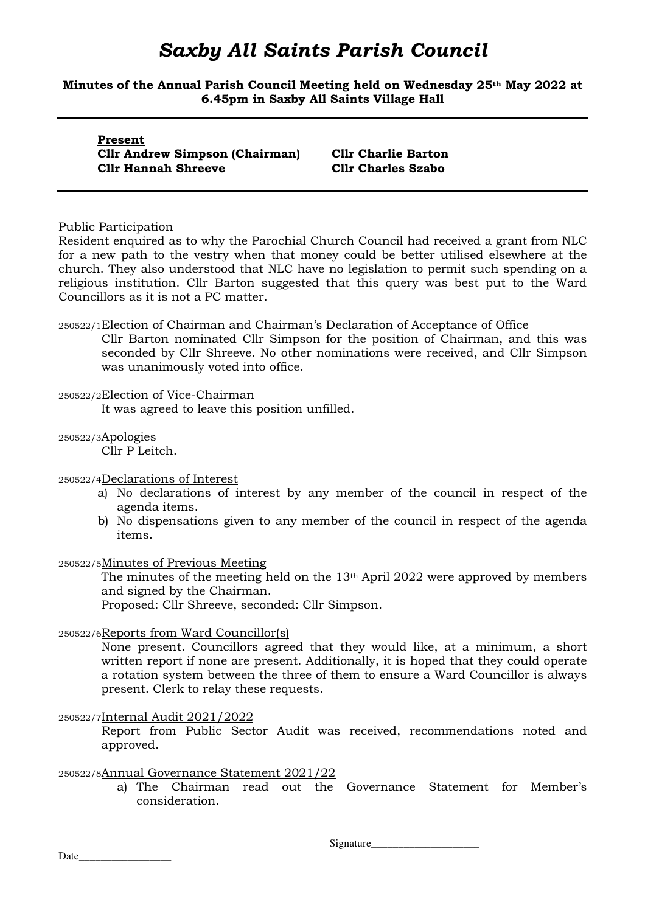# *Saxby All Saints Parish Council*

**Minutes of the Annual Parish Council Meeting held on Wednesday 25th May 2022 at 6.45pm in Saxby All Saints Village Hall**

---

**Present**

**Cllr Andrew Simpson (Chairman)** **Cllr Charlie Barton**
**Cllr Hannah Shreeve** **Cllr Charles Szabo**

---

Public Participation

Resident enquired as to why the Parochial Church Council had received a grant from NLC for a new path to the vestry when that money could be better utilised elsewhere at the church. They also understood that NLC have no legislation to permit such spending on a religious institution. Cllr Barton suggested that this query was best put to the Ward Councillors as it is not a PC matter.

250522/1 Election of Chairman and Chairman's Declaration of Acceptance of Office

Cllr Barton nominated Cllr Simpson for the position of Chairman, and this was seconded by Cllr Shreeve. No other nominations were received, and Cllr Simpson was unanimously voted into office.

250522/2 Election of Vice-Chairman

It was agreed to leave this position unfilled.

250522/3 Apologies

Cllr P Leitch.

250522/4 Declarations of Interest

a) No declarations of interest by any member of the council in respect of the agenda items.
b) No dispensations given to any member of the council in respect of the agenda items.

250522/5 Minutes of Previous Meeting

The minutes of the meeting held on the 13th April 2022 were approved by members and signed by the Chairman.
Proposed: Cllr Shreeve, seconded: Cllr Simpson.

250522/6 Reports from Ward Councillor(s)

None present. Councillors agreed that they would like, at a minimum, a short written report if none are present. Additionally, it is hoped that they could operate a rotation system between the three of them to ensure a Ward Councillor is always present. Clerk to relay these requests.

250522/7 Internal Audit 2021/2022

Report from Public Sector Audit was received, recommendations noted and approved.

250522/8 Annual Governance Statement 2021/22

a) The Chairman read out the Governance Statement for Member's consideration.

Signature____________________

Date_________________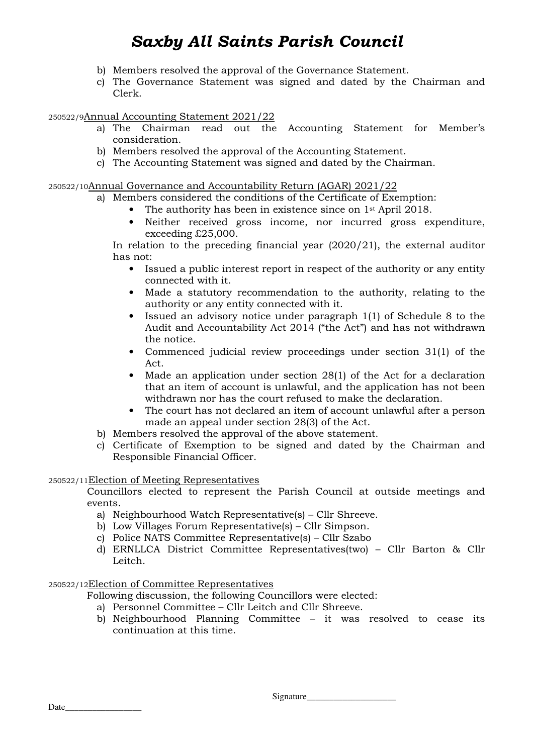b) Members resolved the approval of the Governance Statement.
c) The Governance Statement was signed and dated by the Chairman and Clerk.

250522/9 Annual Accounting Statement 2021/22

a) The Chairman read out the Accounting Statement for Member's consideration.
b) Members resolved the approval of the Accounting Statement.
c) The Accounting Statement was signed and dated by the Chairman.

250522/10 Annual Governance and Accountability Return (AGAR) 2021/22

a) Members considered the conditions of the Certificate of Exemption:
   - The authority has been in existence since on 1st April 2018.
   - Neither received gross income, nor incurred gross expenditure, exceeding £25,000.

   In relation to the preceding financial year (2020/21), the external auditor has not:
   - Issued a public interest report in respect of the authority or any entity connected with it.
   - Made a statutory recommendation to the authority, relating to the authority or any entity connected with it.
   - Issued an advisory notice under paragraph 1(1) of Schedule 8 to the Audit and Accountability Act 2014 ("the Act") and has not withdrawn the notice.
   - Commenced judicial review proceedings under section 31(1) of the Act.
   - Made an application under section 28(1) of the Act for a declaration that an item of account is unlawful, and the application has not been withdrawn nor has the court refused to make the declaration.
   - The court has not declared an item of account unlawful after a person made an appeal under section 28(3) of the Act.
b) Members resolved the approval of the above statement.
c) Certificate of Exemption to be signed and dated by the Chairman and Responsible Financial Officer.

250522/11 Election of Meeting Representatives

Councillors elected to represent the Parish Council at outside meetings and events.

a) Neighbourhood Watch Representative(s) – Cllr Shreeve.
b) Low Villages Forum Representative(s) – Cllr Simpson.
c) Police NATS Committee Representative(s) – Cllr Szabo
d) ERNLLCA District Committee Representatives(two) – Cllr Barton & Cllr Leitch.

250522/12 Election of Committee Representatives

Following discussion, the following Councillors were elected:

a) Personnel Committee – Cllr Leitch and Cllr Shreeve.
b) Neighbourhood Planning Committee – it was resolved to cease its continuation at this time.

Signature____________________

Date_________________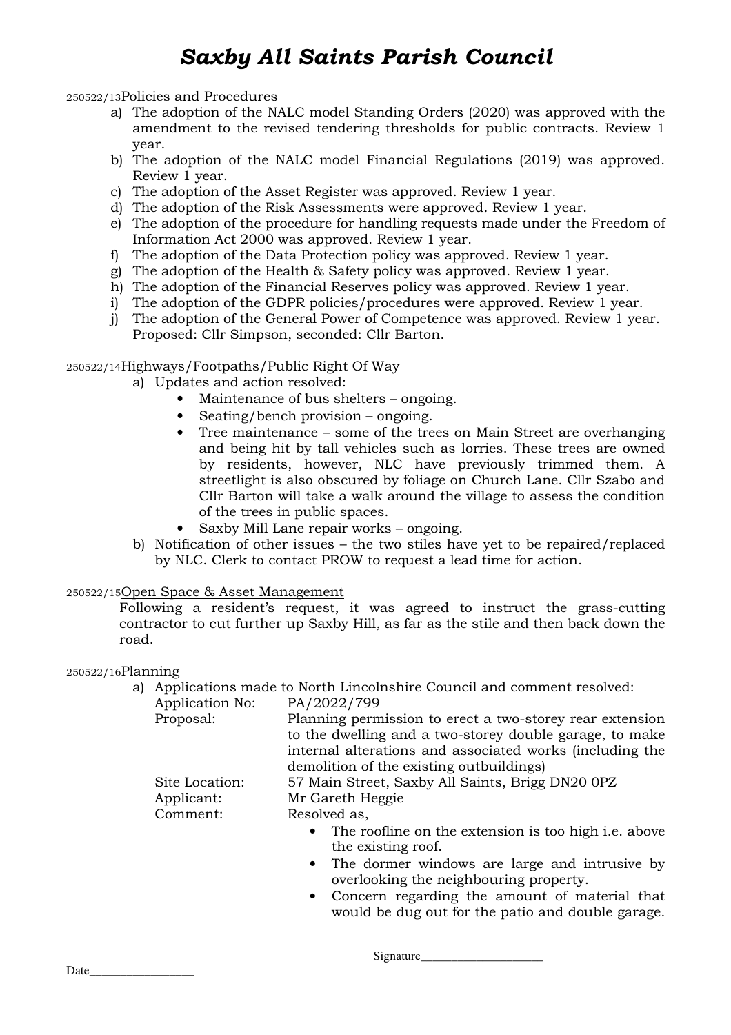# *Saxby All Saints Parish Council*

250522/13 Policies and Procedures

a) The adoption of the NALC model Standing Orders (2020) was approved with the amendment to the revised tendering thresholds for public contracts. Review 1 year.
b) The adoption of the NALC model Financial Regulations (2019) was approved. Review 1 year.
c) The adoption of the Asset Register was approved. Review 1 year.
d) The adoption of the Risk Assessments were approved. Review 1 year.
e) The adoption of the procedure for handling requests made under the Freedom of Information Act 2000 was approved. Review 1 year.
f) The adoption of the Data Protection policy was approved. Review 1 year.
g) The adoption of the Health & Safety policy was approved. Review 1 year.
h) The adoption of the Financial Reserves policy was approved. Review 1 year.
i) The adoption of the GDPR policies/procedures were approved. Review 1 year.
j) The adoption of the General Power of Competence was approved. Review 1 year. Proposed: Cllr Simpson, seconded: Cllr Barton.

250522/14 Highways/Footpaths/Public Right Of Way

a) Updates and action resolved:
   - Maintenance of bus shelters – ongoing.
   - Seating/bench provision – ongoing.
   - Tree maintenance – some of the trees on Main Street are overhanging and being hit by tall vehicles such as lorries. These trees are owned by residents, however, NLC have previously trimmed them. A streetlight is also obscured by foliage on Church Lane. Cllr Szabo and Cllr Barton will take a walk around the village to assess the condition of the trees in public spaces.
   - Saxby Mill Lane repair works – ongoing.
b) Notification of other issues – the two stiles have yet to be repaired/replaced by NLC. Clerk to contact PROW to request a lead time for action.

250522/15 Open Space & Asset Management

Following a resident's request, it was agreed to instruct the grass-cutting contractor to cut further up Saxby Hill, as far as the stile and then back down the road.

250522/16 Planning

a) Applications made to North Lincolnshire Council and comment resolved:

| | |
|---|---|
| Application No: | PA/2022/799 |
| Proposal: | Planning permission to erect a two-storey rear extension to the dwelling and a two-storey double garage, to make internal alterations and associated works (including the demolition of the existing outbuildings) |
| Site Location: | 57 Main Street, Saxby All Saints, Brigg DN20 0PZ |
| Applicant: | Mr Gareth Heggie |
| Comment: | Resolved as, |

- The roofline on the extension is too high i.e. above the existing roof.
- The dormer windows are large and intrusive by overlooking the neighbouring property.
- Concern regarding the amount of material that would be dug out for the patio and double garage.

Signature____________________

Date_________________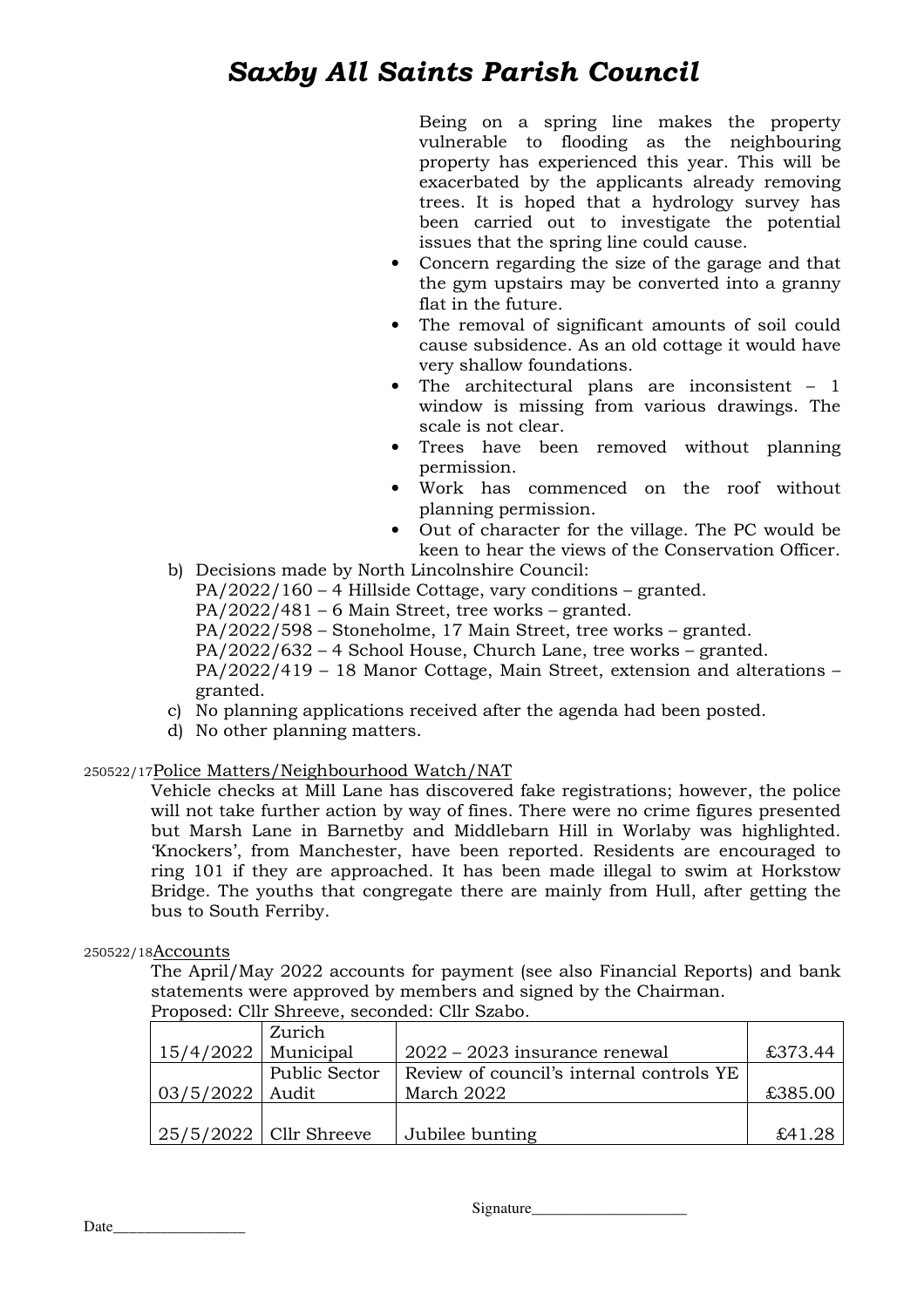Being on a spring line makes the property vulnerable to flooding as the neighbouring property has experienced this year. This will be exacerbated by the applicants already removing trees. It is hoped that a hydrology survey has been carried out to investigate the potential issues that the spring line could cause.

- Concern regarding the size of the garage and that the gym upstairs may be converted into a granny flat in the future.
- The removal of significant amounts of soil could cause subsidence. As an old cottage it would have very shallow foundations.
- The architectural plans are inconsistent – 1 window is missing from various drawings. The scale is not clear.
- Trees have been removed without planning permission.
- Work has commenced on the roof without planning permission.
- Out of character for the village. The PC would be keen to hear the views of the Conservation Officer.

b) Decisions made by North Lincolnshire Council:
PA/2022/160 – 4 Hillside Cottage, vary conditions – granted.
PA/2022/481 – 6 Main Street, tree works – granted.
PA/2022/598 – Stoneholme, 17 Main Street, tree works – granted.
PA/2022/632 – 4 School House, Church Lane, tree works – granted.
PA/2022/419 – 18 Manor Cottage, Main Street, extension and alterations – granted.

c) No planning applications received after the agenda had been posted.

d) No other planning matters.

250522/17 Police Matters/Neighbourhood Watch/NAT

Vehicle checks at Mill Lane has discovered fake registrations; however, the police will not take further action by way of fines. There were no crime figures presented but Marsh Lane in Barnetby and Middlebarn Hill in Worlaby was highlighted. 'Knockers', from Manchester, have been reported. Residents are encouraged to ring 101 if they are approached. It has been made illegal to swim at Horkstow Bridge. The youths that congregate there are mainly from Hull, after getting the bus to South Ferriby.

250522/18 Accounts

The April/May 2022 accounts for payment (see also Financial Reports) and bank statements were approved by members and signed by the Chairman.
Proposed: Cllr Shreeve, seconded: Cllr Szabo.

| Date | Payee | Description | Amount |
|---|---|---|---|
| 15/4/2022 | Zurich Municipal | 2022 – 2023 insurance renewal | £373.44 |
| 03/5/2022 | Public Sector Audit | Review of council's internal controls YE March 2022 | £385.00 |
| 25/5/2022 | Cllr Shreeve | Jubilee bunting | £41.28 |

Signature____________________

Date_________________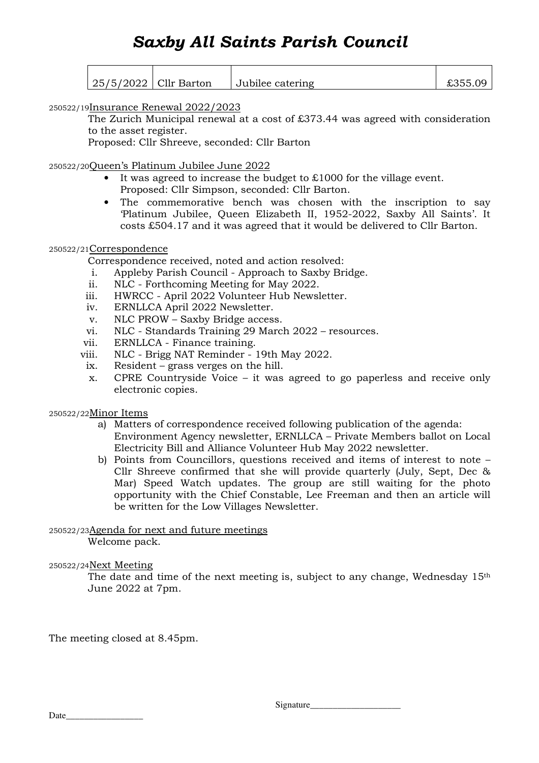# Saxby All Saints Parish Council

| | | | |
|---|---|---|---|
| 25/5/2022 | Cllr Barton | Jubilee catering | £355.09 |

250522/19 Insurance Renewal 2022/2023

The Zurich Municipal renewal at a cost of £373.44 was agreed with consideration to the asset register.
Proposed: Cllr Shreeve, seconded: Cllr Barton

250522/20 Queen's Platinum Jubilee June 2022

- It was agreed to increase the budget to £1000 for the village event. Proposed: Cllr Simpson, seconded: Cllr Barton.
- The commemorative bench was chosen with the inscription to say 'Platinum Jubilee, Queen Elizabeth II, 1952-2022, Saxby All Saints'. It costs £504.17 and it was agreed that it would be delivered to Cllr Barton.

250522/21 Correspondence

Correspondence received, noted and action resolved:

i. Appleby Parish Council - Approach to Saxby Bridge.
ii. NLC - Forthcoming Meeting for May 2022.
iii. HWRCC - April 2022 Volunteer Hub Newsletter.
iv. ERNLLCA April 2022 Newsletter.
v. NLC PROW – Saxby Bridge access.
vi. NLC - Standards Training 29 March 2022 – resources.
vii. ERNLLCA - Finance training.
viii. NLC - Brigg NAT Reminder - 19th May 2022.
ix. Resident – grass verges on the hill.
x. CPRE Countryside Voice – it was agreed to go paperless and receive only electronic copies.

250522/22 Minor Items

a) Matters of correspondence received following publication of the agenda: Environment Agency newsletter, ERNLLCA – Private Members ballot on Local Electricity Bill and Alliance Volunteer Hub May 2022 newsletter.
b) Points from Councillors, questions received and items of interest to note – Cllr Shreeve confirmed that she will provide quarterly (July, Sept, Dec & Mar) Speed Watch updates. The group are still waiting for the photo opportunity with the Chief Constable, Lee Freeman and then an article will be written for the Low Villages Newsletter.

250522/23 Agenda for next and future meetings

Welcome pack.

250522/24 Next Meeting

The date and time of the next meeting is, subject to any change, Wednesday 15th June 2022 at 7pm.

The meeting closed at 8.45pm.

Signature____________________

Date_________________